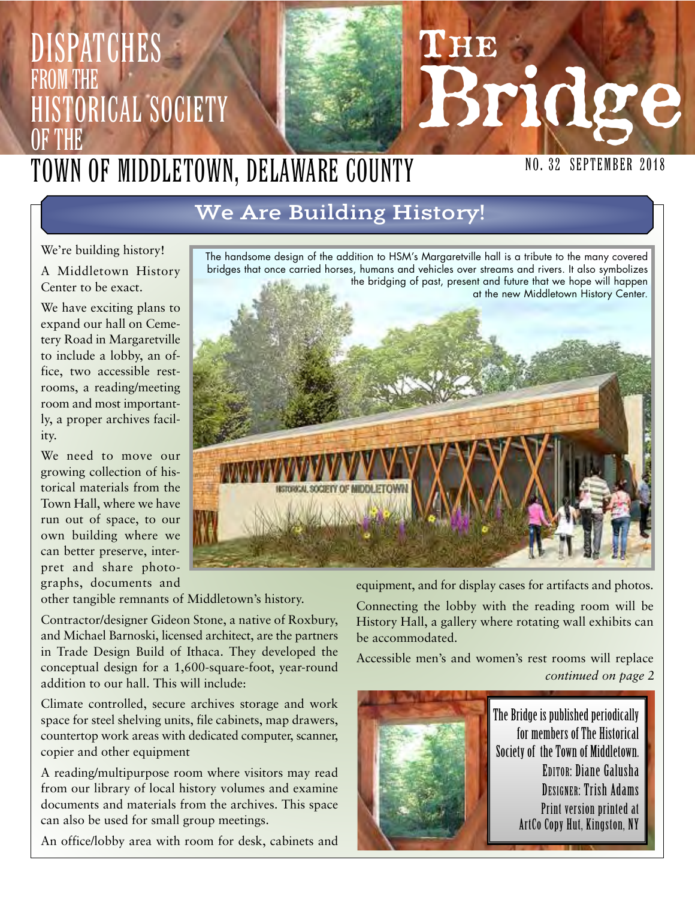DISPATCHES FROM THE HISTORICAL SOCIETY OF THE TOWN OF MIDDLETOWN, DELAWARE COUNTY

# The Bridge

NO. 32 SEPTEMBER 2018

## We Are Building History!

We're building history!

A Middletown History Center to be exact.

We have exciting plans to expand our hall on Cemetery Road in Margaretville to include a lobby, an office, two accessible restrooms, a reading/meeting room and most importantly, a proper archives facility.

We need to move our growing collection of historical materials from the Town Hall, where we have run out of space, to our own building where we can better preserve, interpret and share photographs, documents and other tangible remnants of Middletown's history.

The handsome design of the addition to HSM's Margaretville hall is a tribute to the many covered bridges that once carried horses, humans and vehicles over streams and rivers. It also symbolizes the bridging of past, present and future that we hope will happen at the new Middletown History Center.

Contractor/designer Gideon Stone, a native of Roxbury, and Michael Barnoski, licensed architect, are the partners in Trade Design Build of Ithaca. They developed the conceptual design for a 1,600-square-foot, year-round addition to our hall. This will include:

Climate controlled, secure archives storage and work space for steel shelving units, file cabinets, map drawers, countertop work areas with dedicated computer, scanner, copier and other equipment

A reading/multipurpose room where visitors may read from our library of local history volumes and examine documents and materials from the archives. This space can also be used for small group meetings.

An office/lobby area with room for desk, cabinets and equipment, and for display cases for artifacts and photos.

Connecting the lobby with the reading room will be History Hall, a gallery where rotating wall exhibits can be accommodated.

Accessible men's and women's rest rooms will replace

*continued on page 2*

The Bridge is published periodically for members of The Historical Society of the Town of Middletown.
Editor: Diane Galusha
Designer: Trish Adams
Print version printed at ArtCo Copy Hut, Kingston, NY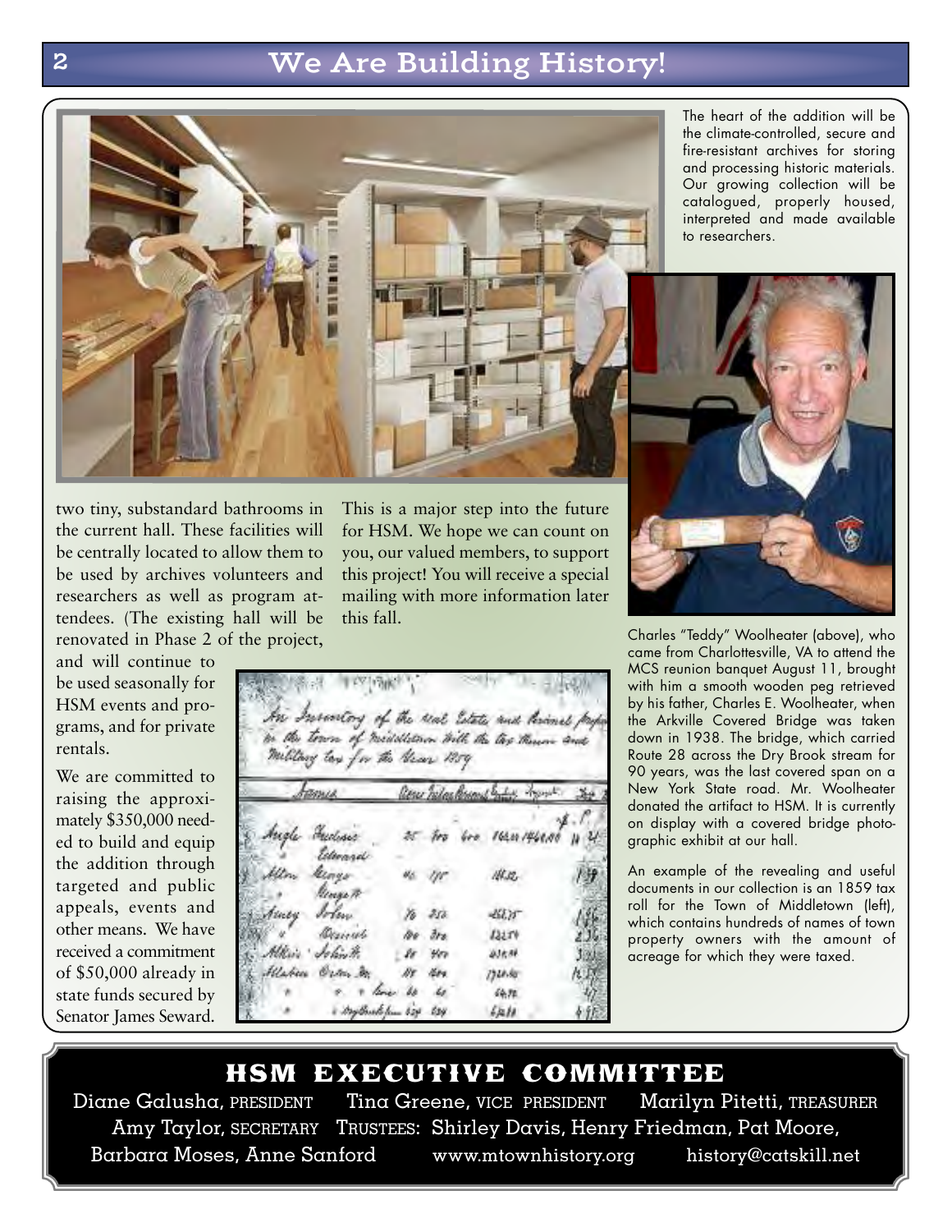# We Are Building History!

The heart of the addition will be the climate-controlled, secure and fire-resistant archives for storing and processing historic materials. Our growing collection will be catalogued, properly housed, interpreted and made available to researchers.

two tiny, substandard bathrooms in the current hall. These facilities will be centrally located to allow them to be used by archives volunteers and researchers as well as program attendees. (The existing hall will be renovated in Phase 2 of the project, and will continue to be used seasonally for HSM events and programs, and for private rentals.

We are committed to raising the approximately $350,000 needed to build and equip the addition through targeted and public appeals, events and other means. We have received a commitment of $50,000 already in state funds secured by Senator James Seward.

This is a major step into the future for HSM. We hope we can count on you, our valued members, to support this project! You will receive a special mailing with more information later this fall.

Charles "Teddy" Woolheater (above), who came from Charlottesville, VA to attend the MCS reunion banquet August 11, brought with him a smooth wooden peg retrieved by his father, Charles E. Woolheater, when the Arkville Covered Bridge was taken down in 1938. The bridge, which carried Route 28 across the Dry Brook stream for 90 years, was the last covered span on a New York State road. Mr. Woolheater donated the artifact to HSM. It is currently on display with a covered bridge photographic exhibit at our hall.

An example of the revealing and useful documents in our collection is an 1859 tax roll for the Town of Middletown (left), which contains hundreds of names of town property owners with the amount of acreage for which they were taxed.

## HSM EXECUTIVE COMMITTEE

Diane Galusha, PRESIDENT Tina Greene, VICE PRESIDENT Marilyn Pitetti, TREASURER Amy Taylor, SECRETARY TRUSTEES: Shirley Davis, Henry Friedman, Pat Moore, Barbara Moses, Anne Sanford www.mtownhistory.org history@catskill.net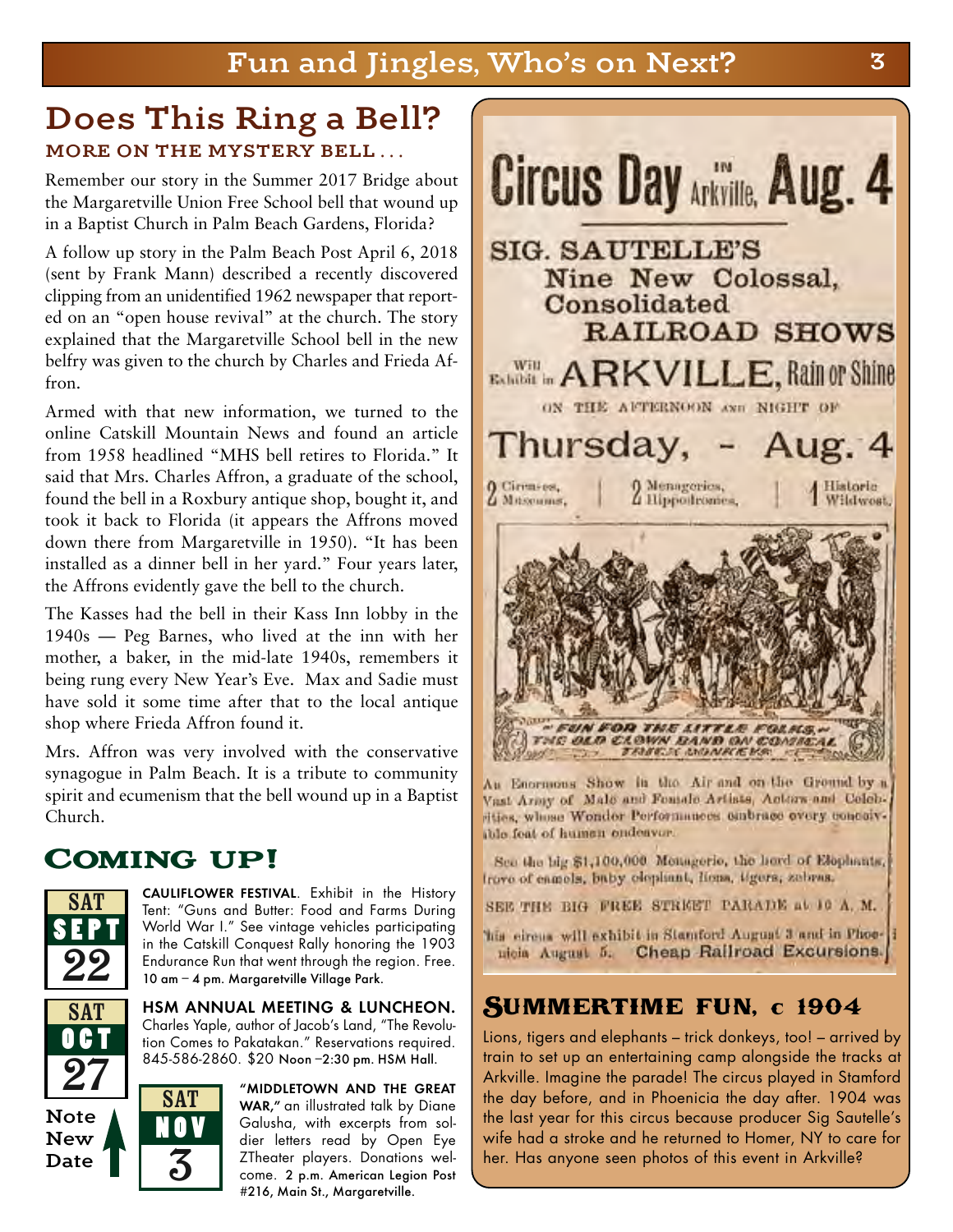# Does This Ring a Bell?

### MORE ON THE MYSTERY BELL . . .

Remember our story in the Summer 2017 Bridge about the Margaretville Union Free School bell that wound up in a Baptist Church in Palm Beach Gardens, Florida?

A follow up story in the Palm Beach Post April 6, 2018 (sent by Frank Mann) described a recently discovered clipping from an unidentified 1962 newspaper that reported on an "open house revival" at the church. The story explained that the Margaretville School bell in the new belfry was given to the church by Charles and Frieda Affron.

Armed with that new information, we turned to the online Catskill Mountain News and found an article from 1958 headlined "MHS bell retires to Florida." It said that Mrs. Charles Affron, a graduate of the school, found the bell in a Roxbury antique shop, bought it, and took it back to Florida (it appears the Affrons moved down there from Margaretville in 1950). "It has been installed as a dinner bell in her yard." Four years later, the Affrons evidently gave the bell to the church.

The Kasses had the bell in their Kass Inn lobby in the 1940s — Peg Barnes, who lived at the inn with her mother, a baker, in the mid-late 1940s, remembers it being rung every New Year's Eve. Max and Sadie must have sold it some time after that to the local antique shop where Frieda Affron found it.

Mrs. Affron was very involved with the conservative synagogue in Palm Beach. It is a tribute to community spirit and ecumenism that the bell wound up in a Baptist Church.

## COMING UP!

**SAT SEPT 22**

**CAULIFLOWER FESTIVAL**. Exhibit in the History Tent: "Guns and Butter: Food and Farms During World War I." See vintage vehicles participating in the Catskill Conquest Rally honoring the 1903 Endurance Run that went through the region. Free. 10 am – 4 pm. Margaretville Village Park.

**SAT OCT 27**

**HSM ANNUAL MEETING & LUNCHEON.** Charles Yaple, author of Jacob's Land, "The Revolution Comes to Pakatakan." Reservations required. 845-586-2860. $20 Noon –2:30 pm. HSM Hall.

**SAT NOV 3**

**Note New Date**

**"MIDDLETOWN AND THE GREAT WAR,"** an illustrated talk by Diane Galusha, with excerpts from soldier letters read by Open Eye ZTheater players. Donations welcome. 2 p.m. American Legion Post #216, Main St., Margaretville.

---

**Circus Day** IN Arkville, **Aug. 4**

**SIG. SAUTELLE'S**
**Nine New Colossal, Consolidated RAILROAD SHOWS**

Will Exhibit in **ARKVILLE, Rain or Shine**

ON THE AFTERNOON AND NIGHT OF

**Thursday, - Aug. 4**

2 Circuses, Museums, | 2 Menageries, Hippodromes, | 1 Historic Wildwest.

"FUN FOR THE LITTLE FOLKS," THE OLD CLOWN BAND ON COMICAL TRICK DONKEYS.

An Enormous Show in the Air and on the Ground by a Vast Army of Male and Female Artists, Actors and Celebrities, whose Wonder Performances embrace every conceivable feat of human endeavor.

See the big $1,100,000 Menagerie, the herd of Elephants, drove of camels, baby elephant, lions, tigers, zebras.

SEE THE BIG FREE STREET PARADE at 10 A. M.

This circus will exhibit in Stamford August 3 and in Phoenicia August 5. Cheap Railroad Excursions.

## SUMMERTIME FUN, c 1904

Lions, tigers and elephants – trick donkeys, too! – arrived by train to set up an entertaining camp alongside the tracks at Arkville. Imagine the parade! The circus played in Stamford the day before, and in Phoenicia the day after. 1904 was the last year for this circus because producer Sig Sautelle's wife had a stroke and he returned to Homer, NY to care for her. Has anyone seen photos of this event in Arkville?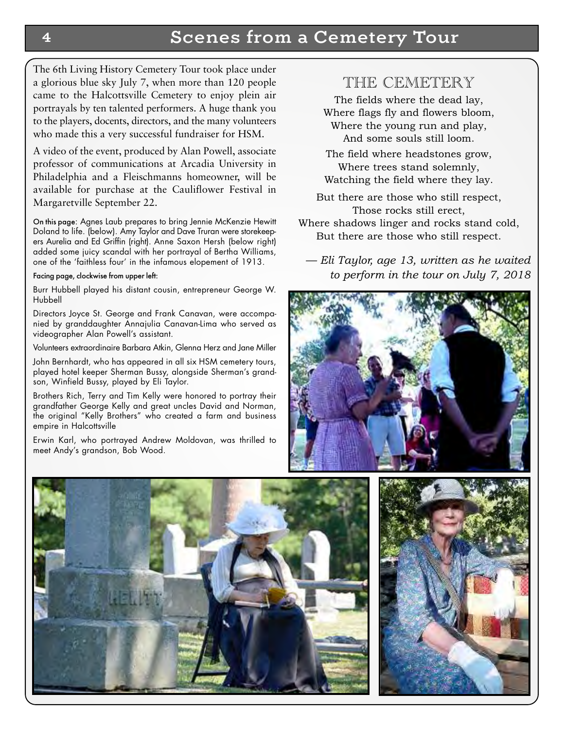# Scenes from a Cemetery Tour

The 6th Living History Cemetery Tour took place under a glorious blue sky July 7, when more than 120 people came to the Halcottsville Cemetery to enjoy plein air portrayals by ten talented performers. A huge thank you to the players, docents, directors, and the many volunteers who made this a very successful fundraiser for HSM.

A video of the event, produced by Alan Powell, associate professor of communications at Arcadia University in Philadelphia and a Fleischmanns homeowner, will be available for purchase at the Cauliflower Festival in Margaretville September 22.

On this page: Agnes Laub prepares to bring Jennie McKenzie Hewitt Doland to life. (below). Amy Taylor and Dave Truran were storekeepers Aurelia and Ed Griffin (right). Anne Saxon Hersh (below right) added some juicy scandal with her portrayal of Bertha Williams, one of the 'faithless four' in the infamous elopement of 1913.

Facing page, clockwise from upper left:

Burr Hubbell played his distant cousin, entrepreneur George W. Hubbell

Directors Joyce St. George and Frank Canavan, were accompanied by granddaughter Annajulia Canavan-Lima who served as videographer Alan Powell's assistant.

Volunteers extraordinaire Barbara Atkin, Glenna Herz and Jane Miller

John Bernhardt, who has appeared in all six HSM cemetery tours, played hotel keeper Sherman Bussy, alongside Sherman's grandson, Winfield Bussy, played by Eli Taylor.

Brothers Rich, Terry and Tim Kelly were honored to portray their grandfather George Kelly and great uncles David and Norman, the original "Kelly Brothers" who created a farm and business empire in Halcottsville

Erwin Karl, who portrayed Andrew Moldovan, was thrilled to meet Andy's grandson, Bob Wood.

## THE CEMETERY

The fields where the dead lay,
Where flags fly and flowers bloom,
Where the young run and play,
And some souls still loom.

The field where headstones grow,
Where trees stand solemnly,
Watching the field where they lay.

But there are those who still respect,
Those rocks still erect,
Where shadows linger and rocks stand cold,
But there are those who still respect.

*— Eli Taylor, age 13, written as he waited to perform in the tour on July 7, 2018*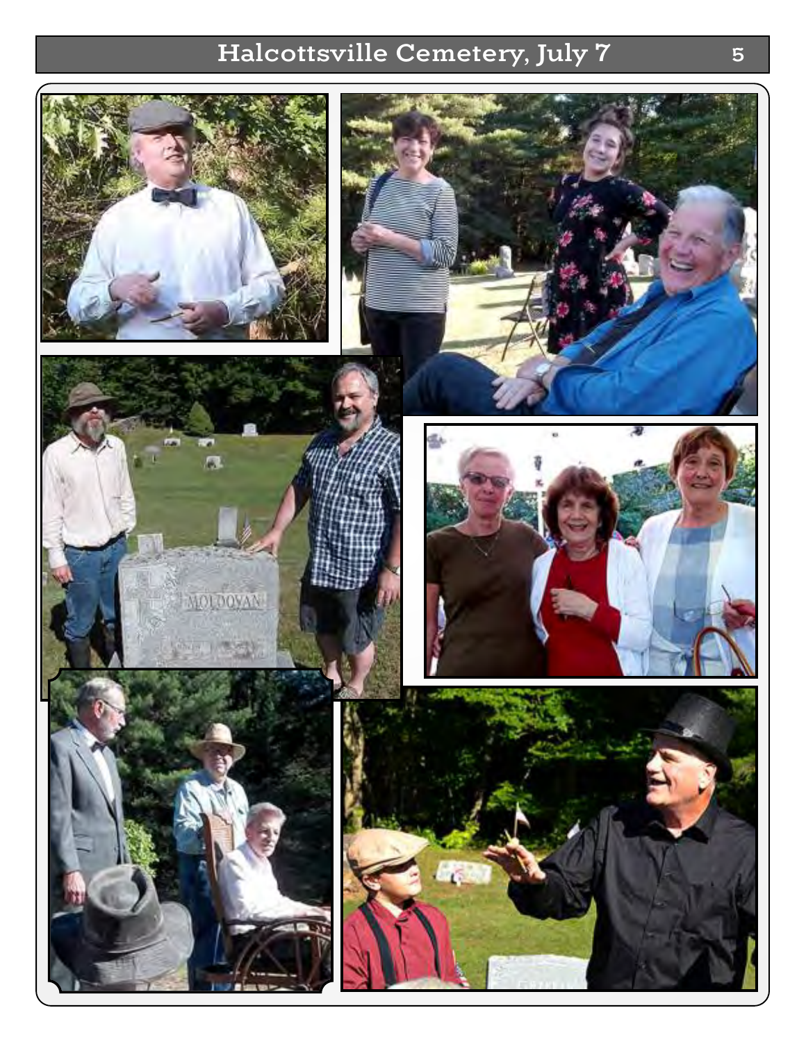# Halcottsville Cemetery, July 7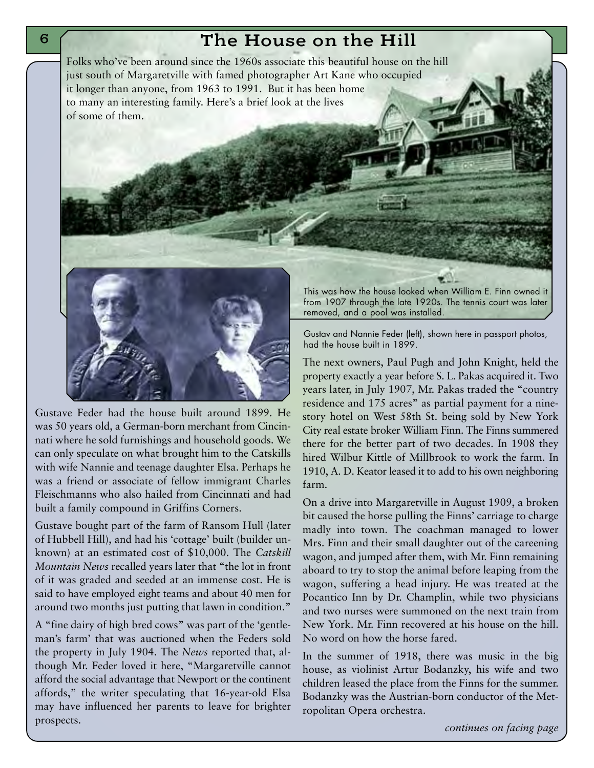# The House on the Hill

Folks who've been around since the 1960s associate this beautiful house on the hill just south of Margaretville with famed photographer Art Kane who occupied it longer than anyone, from 1963 to 1991. But it has been home to many an interesting family. Here's a brief look at the lives of some of them.

This was how the house looked when William E. Finn owned it from 1907 through the late 1920s. The tennis court was later removed, and a pool was installed.

Gustav and Nannie Feder (left), shown here in passport photos, had the house built in 1899.

Gustave Feder had the house built around 1899. He was 50 years old, a German-born merchant from Cincinnati where he sold furnishings and household goods. We can only speculate on what brought him to the Catskills with wife Nannie and teenage daughter Elsa. Perhaps he was a friend or associate of fellow immigrant Charles Fleischmanns who also hailed from Cincinnati and had built a family compound in Griffins Corners.

Gustave bought part of the farm of Ransom Hull (later of Hubbell Hill), and had his 'cottage' built (builder unknown) at an estimated cost of $10,000. The *Catskill Mountain News* recalled years later that "the lot in front of it was graded and seeded at an immense cost. He is said to have employed eight teams and about 40 men for around two months just putting that lawn in condition."

A "fine dairy of high bred cows" was part of the 'gentleman's farm' that was auctioned when the Feders sold the property in July 1904. The *News* reported that, although Mr. Feder loved it here, "Margaretville cannot afford the social advantage that Newport or the continent affords," the writer speculating that 16-year-old Elsa may have influenced her parents to leave for brighter prospects.

The next owners, Paul Pugh and John Knight, held the property exactly a year before S. L. Pakas acquired it. Two years later, in July 1907, Mr. Pakas traded the "country residence and 175 acres" as partial payment for a nine-story hotel on West 58th St. being sold by New York City real estate broker William Finn. The Finns summered there for the better part of two decades. In 1908 they hired Wilbur Kittle of Millbrook to work the farm. In 1910, A. D. Keator leased it to add to his own neighboring farm.

On a drive into Margaretville in August 1909, a broken bit caused the horse pulling the Finns' carriage to charge madly into town. The coachman managed to lower Mrs. Finn and their small daughter out of the careening wagon, and jumped after them, with Mr. Finn remaining aboard to try to stop the animal before leaping from the wagon, suffering a head injury. He was treated at the Pocantico Inn by Dr. Champlin, while two physicians and two nurses were summoned on the next train from New York. Mr. Finn recovered at his house on the hill. No word on how the horse fared.

In the summer of 1918, there was music in the big house, as violinist Artur Bodanzky, his wife and two children leased the place from the Finns for the summer. Bodanzky was the Austrian-born conductor of the Metropolitan Opera orchestra.

*continues on facing page*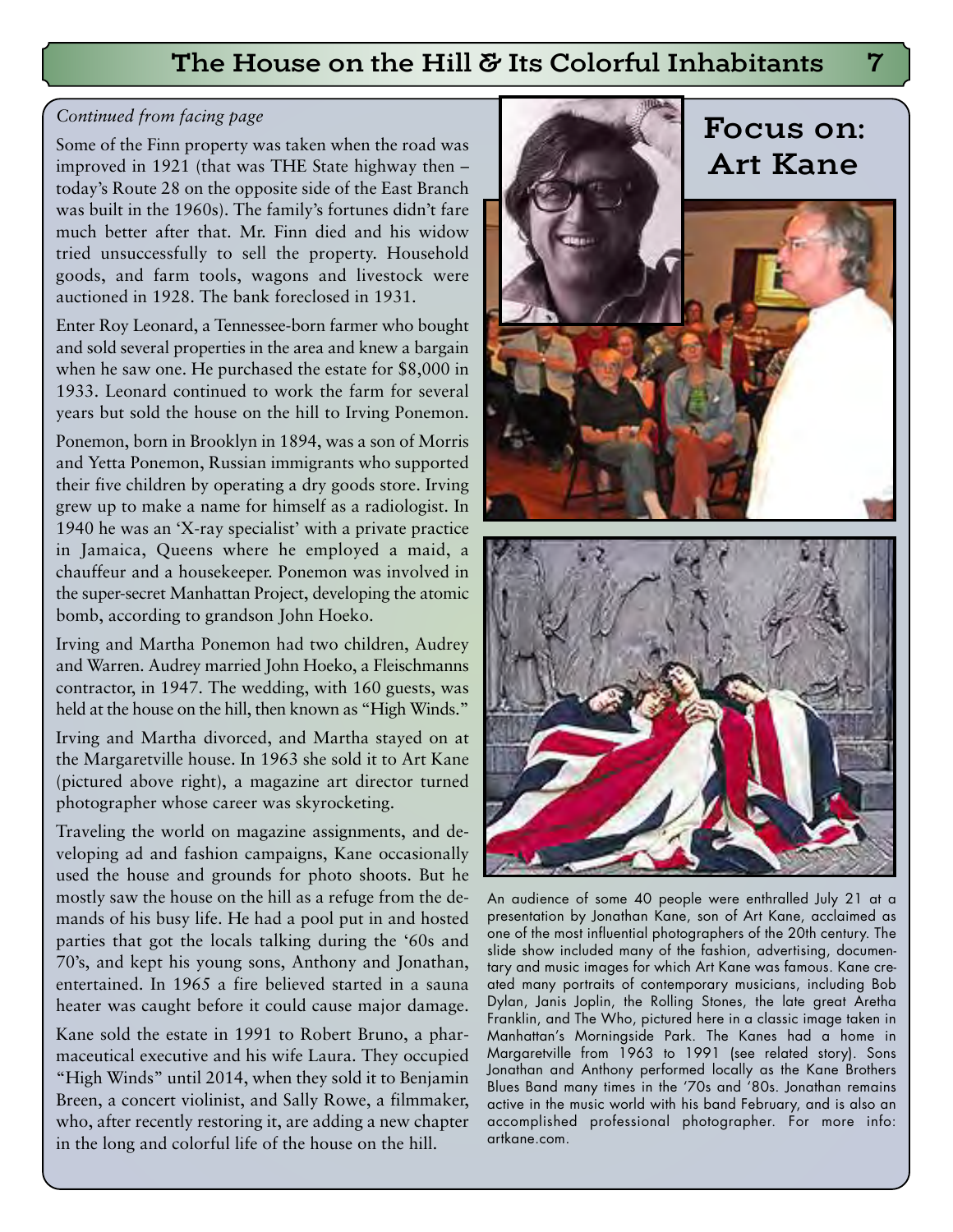*Continued from facing page*

Some of the Finn property was taken when the road was improved in 1921 (that was THE State highway then – today's Route 28 on the opposite side of the East Branch was built in the 1960s). The family's fortunes didn't fare much better after that. Mr. Finn died and his widow tried unsuccessfully to sell the property. Household goods, and farm tools, wagons and livestock were auctioned in 1928. The bank foreclosed in 1931.

Enter Roy Leonard, a Tennessee-born farmer who bought and sold several properties in the area and knew a bargain when he saw one. He purchased the estate for $8,000 in 1933. Leonard continued to work the farm for several years but sold the house on the hill to Irving Ponemon.

Ponemon, born in Brooklyn in 1894, was a son of Morris and Yetta Ponemon, Russian immigrants who supported their five children by operating a dry goods store. Irving grew up to make a name for himself as a radiologist. In 1940 he was an 'X-ray specialist' with a private practice in Jamaica, Queens where he employed a maid, a chauffeur and a housekeeper. Ponemon was involved in the super-secret Manhattan Project, developing the atomic bomb, according to grandson John Hoeko.

Irving and Martha Ponemon had two children, Audrey and Warren. Audrey married John Hoeko, a Fleischmanns contractor, in 1947. The wedding, with 160 guests, was held at the house on the hill, then known as "High Winds."

Irving and Martha divorced, and Martha stayed on at the Margaretville house. In 1963 she sold it to Art Kane (pictured above right), a magazine art director turned photographer whose career was skyrocketing.

Traveling the world on magazine assignments, and developing ad and fashion campaigns, Kane occasionally used the house and grounds for photo shoots. But he mostly saw the house on the hill as a refuge from the demands of his busy life. He had a pool put in and hosted parties that got the locals talking during the '60s and 70's, and kept his young sons, Anthony and Jonathan, entertained. In 1965 a fire believed started in a sauna heater was caught before it could cause major damage.

Kane sold the estate in 1991 to Robert Bruno, a pharmaceutical executive and his wife Laura. They occupied "High Winds" until 2014, when they sold it to Benjamin Breen, a concert violinist, and Sally Rowe, a filmmaker, who, after recently restoring it, are adding a new chapter in the long and colorful life of the house on the hill.

## Focus on: Art Kane

An audience of some 40 people were enthralled July 21 at a presentation by Jonathan Kane, son of Art Kane, acclaimed as one of the most influential photographers of the 20th century. The slide show included many of the fashion, advertising, documentary and music images for which Art Kane was famous. Kane created many portraits of contemporary musicians, including Bob Dylan, Janis Joplin, the Rolling Stones, the late great Aretha Franklin, and The Who, pictured here in a classic image taken in Manhattan's Morningside Park. The Kanes had a home in Margaretville from 1963 to 1991 (see related story). Sons Jonathan and Anthony performed locally as the Kane Brothers Blues Band many times in the '70s and '80s. Jonathan remains active in the music world with his band February, and is also an accomplished professional photographer. For more info: artkane.com.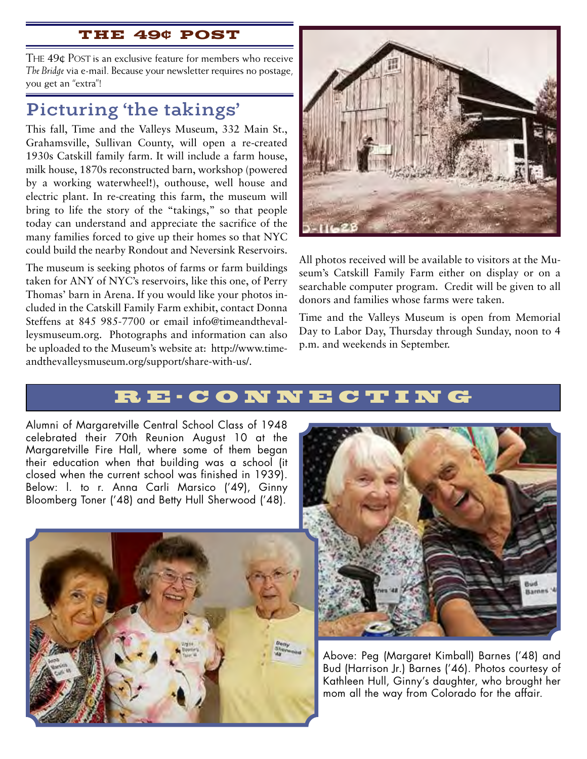## THE 49¢ POST

THE 49¢ POST is an exclusive feature for members who receive *The Bridge* via e-mail. Because your newsletter requires no postage, you get an "extra"!

## Picturing 'the takings'

This fall, Time and the Valleys Museum, 332 Main St., Grahamsville, Sullivan County, will open a re-created 1930s Catskill family farm. It will include a farm house, milk house, 1870s reconstructed barn, workshop (powered by a working waterwheel!), outhouse, well house and electric plant. In re-creating this farm, the museum will bring to life the story of the "takings," so that people today can understand and appreciate the sacrifice of the many families forced to give up their homes so that NYC could build the nearby Rondout and Neversink Reservoirs.

The museum is seeking photos of farms or farm buildings taken for ANY of NYC's reservoirs, like this one, of Perry Thomas' barn in Arena. If you would like your photos included in the Catskill Family Farm exhibit, contact Donna Steffens at 845 985-7700 or email info@timeandthevalleysmuseum.org. Photographs and information can also be uploaded to the Museum's website at: http://www.timeandthevalleysmuseum.org/support/share-with-us/.

All photos received will be available to visitors at the Museum's Catskill Family Farm either on display or on a searchable computer program. Credit will be given to all donors and families whose farms were taken.

Time and the Valleys Museum is open from Memorial Day to Labor Day, Thursday through Sunday, noon to 4 p.m. and weekends in September.

## RE-CONNECTING

Alumni of Margaretville Central School Class of 1948 celebrated their 70th Reunion August 10 at the Margaretville Fire Hall, where some of them began their education when that building was a school (it closed when the current school was finished in 1939). Below: l. to r. Anna Carli Marsico ('49), Ginny Bloomberg Toner ('48) and Betty Hull Sherwood ('48).

Above: Peg (Margaret Kimball) Barnes ('48) and Bud (Harrison Jr.) Barnes ('46). Photos courtesy of Kathleen Hull, Ginny's daughter, who brought her mom all the way from Colorado for the affair.